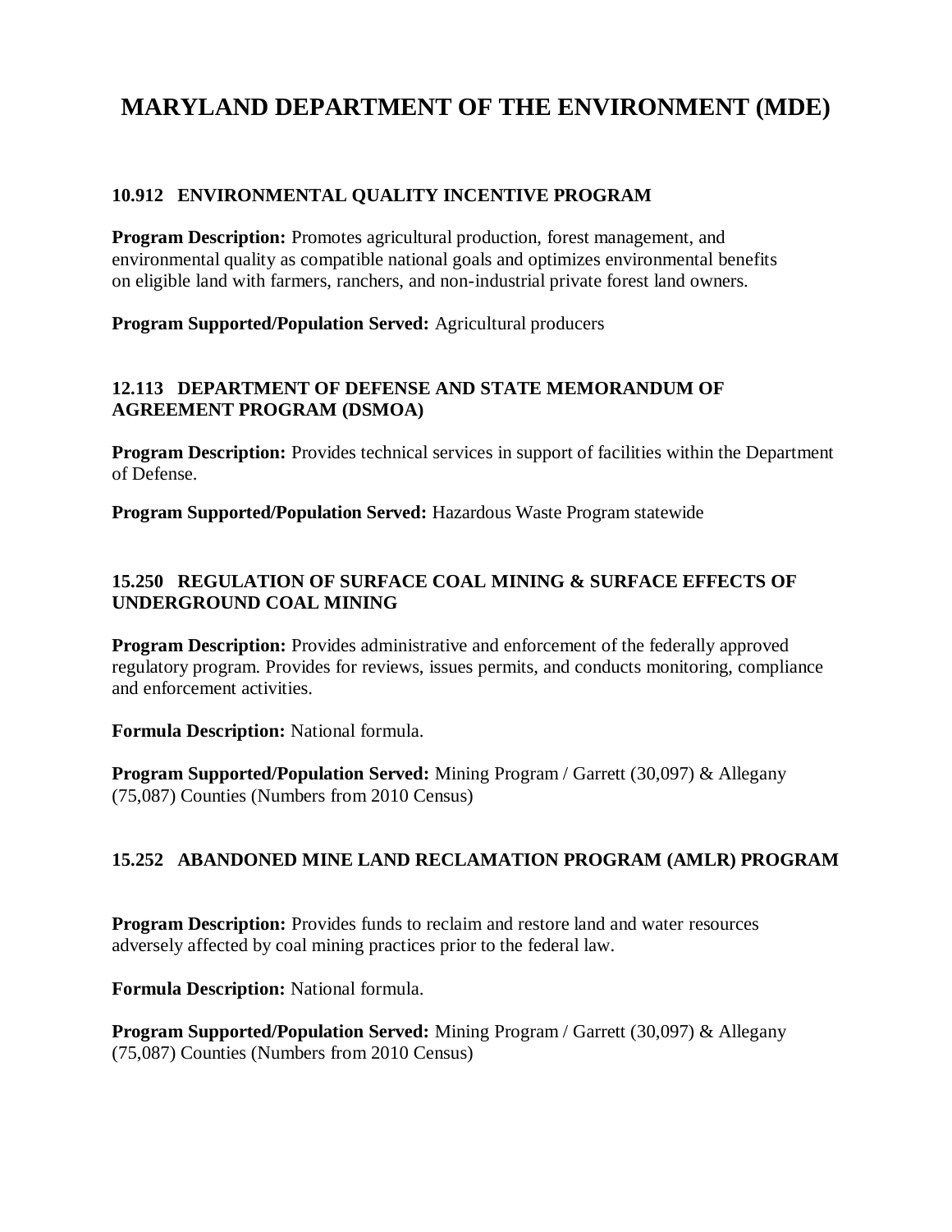# MARYLAND DEPARTMENT OF THE ENVIRONMENT (MDE)

### 10.912 ENVIRONMENTAL QUALITY INCENTIVE PROGRAM

**Program Description:** Promotes agricultural production, forest management, and environmental quality as compatible national goals and optimizes environmental benefits on eligible land with farmers, ranchers, and non-industrial private forest land owners.

**Program Supported/Population Served:** Agricultural producers

### 12.113 DEPARTMENT OF DEFENSE AND STATE MEMORANDUM OF AGREEMENT PROGRAM (DSMOA)

**Program Description:** Provides technical services in support of facilities within the Department of Defense.

**Program Supported/Population Served:** Hazardous Waste Program statewide

### 15.250 REGULATION OF SURFACE COAL MINING & SURFACE EFFECTS OF UNDERGROUND COAL MINING

**Program Description:** Provides administrative and enforcement of the federally approved regulatory program. Provides for reviews, issues permits, and conducts monitoring, compliance and enforcement activities.

**Formula Description:** National formula.

**Program Supported/Population Served:** Mining Program / Garrett (30,097) & Allegany (75,087) Counties (Numbers from 2010 Census)

### 15.252 ABANDONED MINE LAND RECLAMATION PROGRAM (AMLR) PROGRAM

**Program Description:** Provides funds to reclaim and restore land and water resources adversely affected by coal mining practices prior to the federal law.

**Formula Description:** National formula.

**Program Supported/Population Served:** Mining Program / Garrett (30,097) & Allegany (75,087) Counties (Numbers from 2010 Census)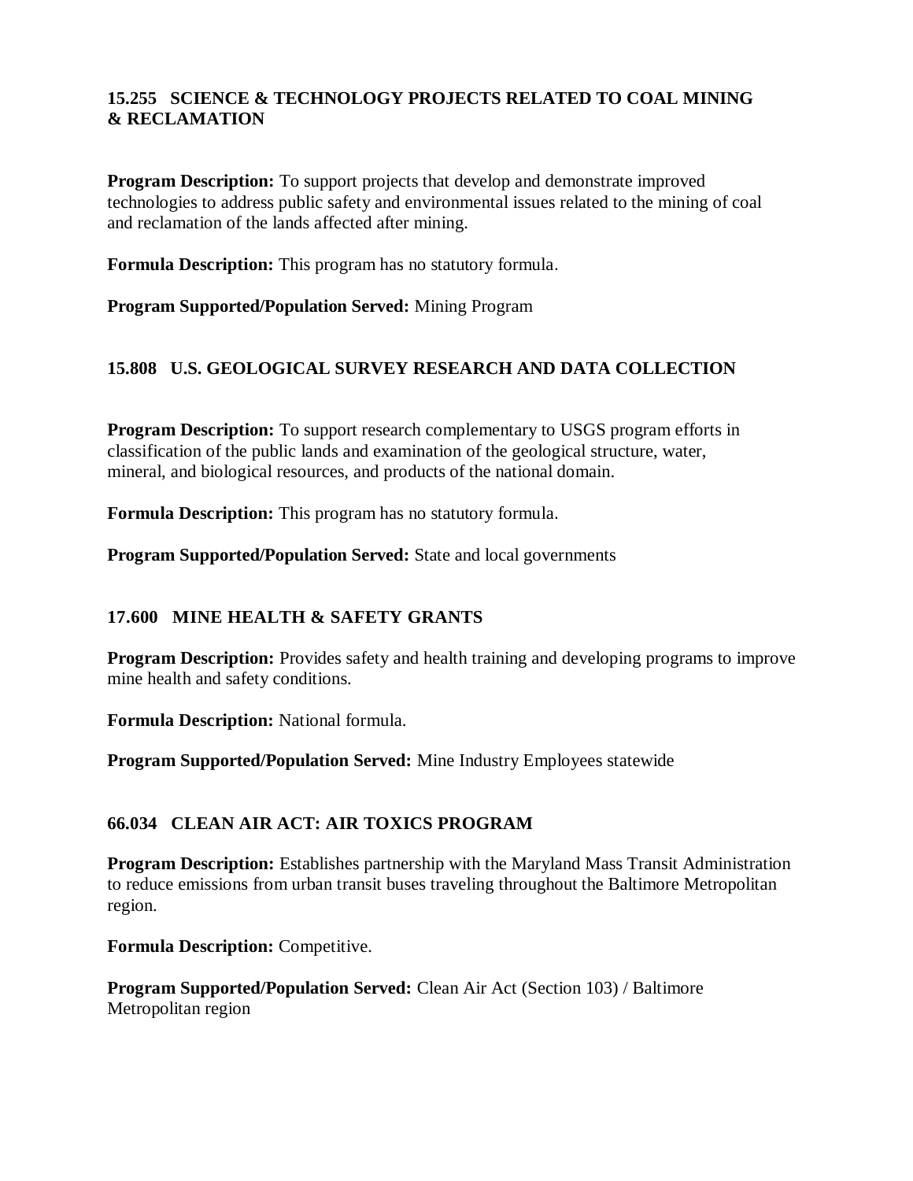### 15.255 SCIENCE & TECHNOLOGY PROJECTS RELATED TO COAL MINING & RECLAMATION

**Program Description:** To support projects that develop and demonstrate improved technologies to address public safety and environmental issues related to the mining of coal and reclamation of the lands affected after mining.

**Formula Description:** This program has no statutory formula.

**Program Supported/Population Served:** Mining Program

### 15.808 U.S. GEOLOGICAL SURVEY RESEARCH AND DATA COLLECTION

**Program Description:** To support research complementary to USGS program efforts in classification of the public lands and examination of the geological structure, water, mineral, and biological resources, and products of the national domain.

**Formula Description:** This program has no statutory formula.

**Program Supported/Population Served:** State and local governments

### 17.600 MINE HEALTH & SAFETY GRANTS

**Program Description:** Provides safety and health training and developing programs to improve mine health and safety conditions.

**Formula Description:** National formula.

**Program Supported/Population Served:** Mine Industry Employees statewide

### 66.034 CLEAN AIR ACT: AIR TOXICS PROGRAM

**Program Description:** Establishes partnership with the Maryland Mass Transit Administration to reduce emissions from urban transit buses traveling throughout the Baltimore Metropolitan region.

**Formula Description:** Competitive.

**Program Supported/Population Served:** Clean Air Act (Section 103) / Baltimore Metropolitan region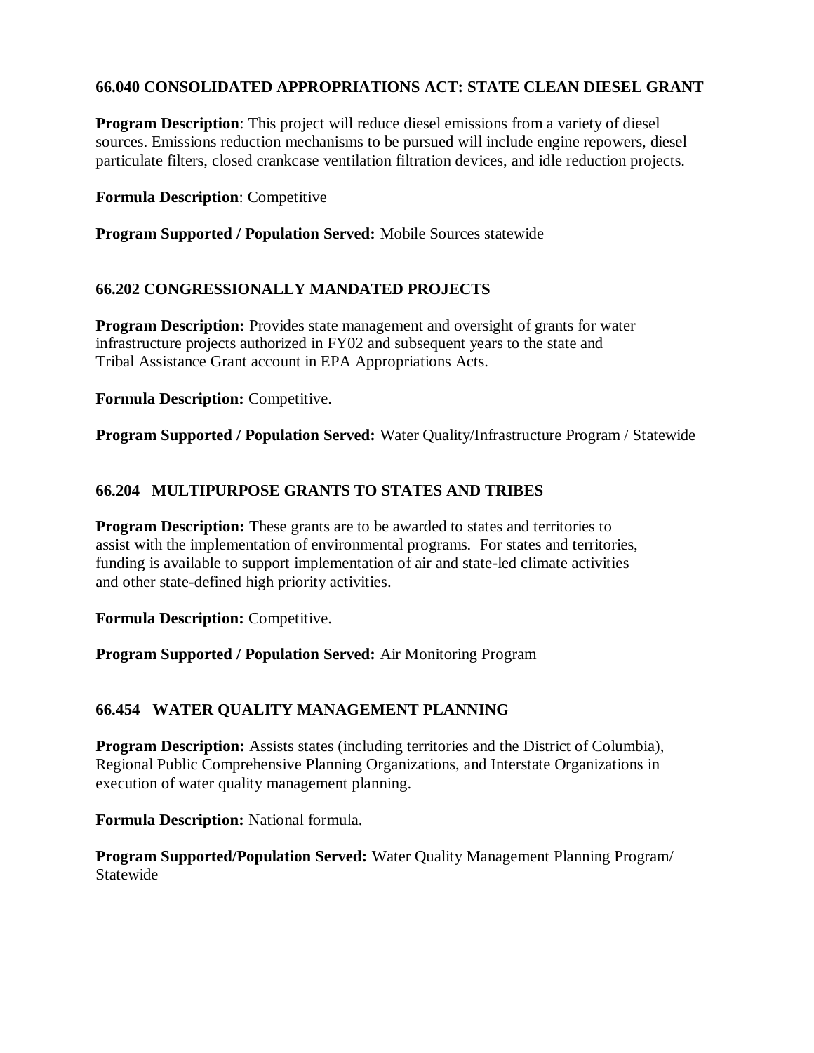### 66.040 CONSOLIDATED APPROPRIATIONS ACT: STATE CLEAN DIESEL GRANT

**Program Description**: This project will reduce diesel emissions from a variety of diesel sources. Emissions reduction mechanisms to be pursued will include engine repowers, diesel particulate filters, closed crankcase ventilation filtration devices, and idle reduction projects.

**Formula Description**: Competitive

**Program Supported / Population Served:** Mobile Sources statewide

### 66.202 CONGRESSIONALLY MANDATED PROJECTS

**Program Description:** Provides state management and oversight of grants for water infrastructure projects authorized in FY02 and subsequent years to the state and Tribal Assistance Grant account in EPA Appropriations Acts.

**Formula Description:** Competitive.

**Program Supported / Population Served:** Water Quality/Infrastructure Program / Statewide

### 66.204 MULTIPURPOSE GRANTS TO STATES AND TRIBES

**Program Description:** These grants are to be awarded to states and territories to assist with the implementation of environmental programs. For states and territories, funding is available to support implementation of air and state-led climate activities and other state-defined high priority activities.

**Formula Description:** Competitive.

**Program Supported / Population Served:** Air Monitoring Program

### 66.454 WATER QUALITY MANAGEMENT PLANNING

**Program Description:** Assists states (including territories and the District of Columbia), Regional Public Comprehensive Planning Organizations, and Interstate Organizations in execution of water quality management planning.

**Formula Description:** National formula.

**Program Supported/Population Served:** Water Quality Management Planning Program/ Statewide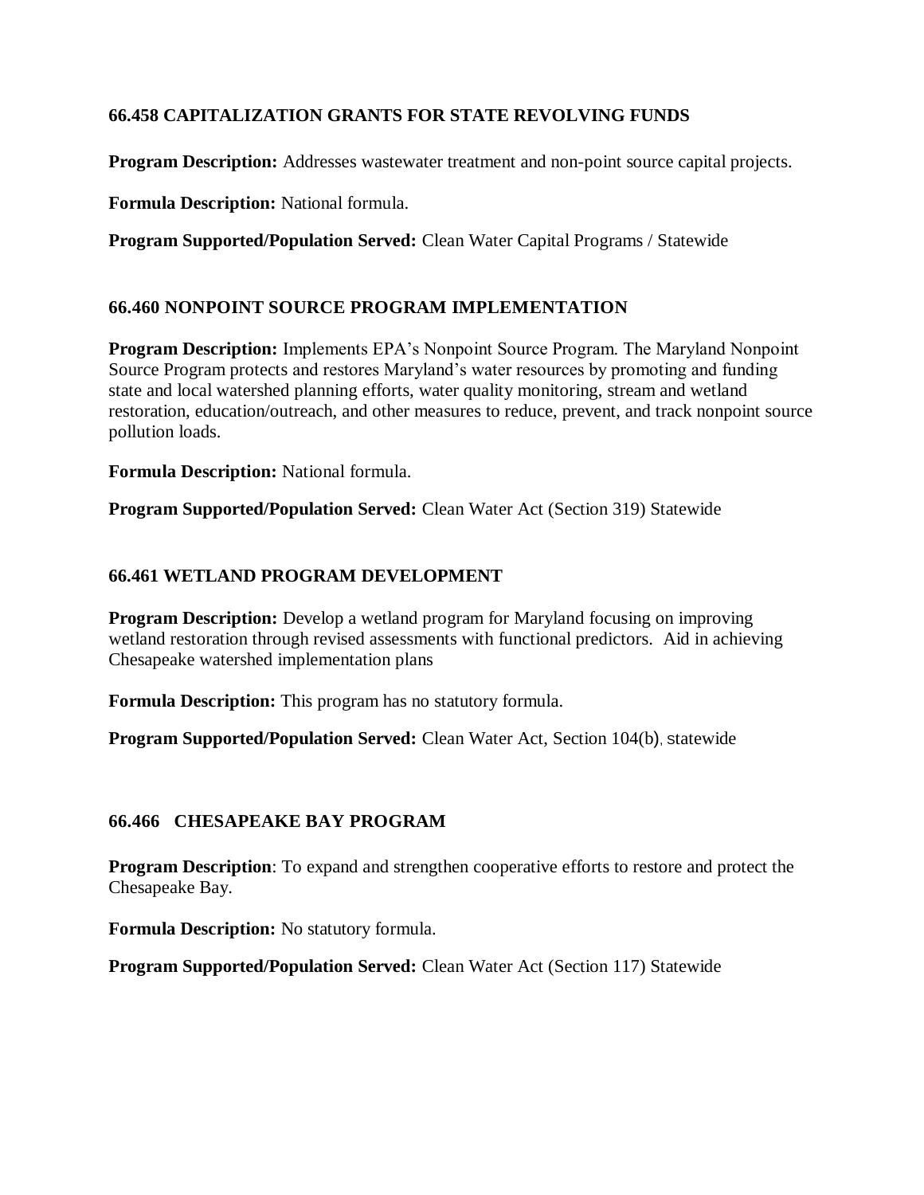### 66.458 CAPITALIZATION GRANTS FOR STATE REVOLVING FUNDS

**Program Description:** Addresses wastewater treatment and non-point source capital projects.

**Formula Description:** National formula.

**Program Supported/Population Served:** Clean Water Capital Programs / Statewide

### 66.460 NONPOINT SOURCE PROGRAM IMPLEMENTATION

**Program Description:** Implements EPA's Nonpoint Source Program. The Maryland Nonpoint Source Program protects and restores Maryland's water resources by promoting and funding state and local watershed planning efforts, water quality monitoring, stream and wetland restoration, education/outreach, and other measures to reduce, prevent, and track nonpoint source pollution loads.

**Formula Description:** National formula.

**Program Supported/Population Served:** Clean Water Act (Section 319) Statewide

### 66.461 WETLAND PROGRAM DEVELOPMENT

**Program Description:** Develop a wetland program for Maryland focusing on improving wetland restoration through revised assessments with functional predictors. Aid in achieving Chesapeake watershed implementation plans

**Formula Description:** This program has no statutory formula.

**Program Supported/Population Served:** Clean Water Act, Section 104(b), statewide

### 66.466 CHESAPEAKE BAY PROGRAM

**Program Description**: To expand and strengthen cooperative efforts to restore and protect the Chesapeake Bay.

**Formula Description:** No statutory formula.

**Program Supported/Population Served:** Clean Water Act (Section 117) Statewide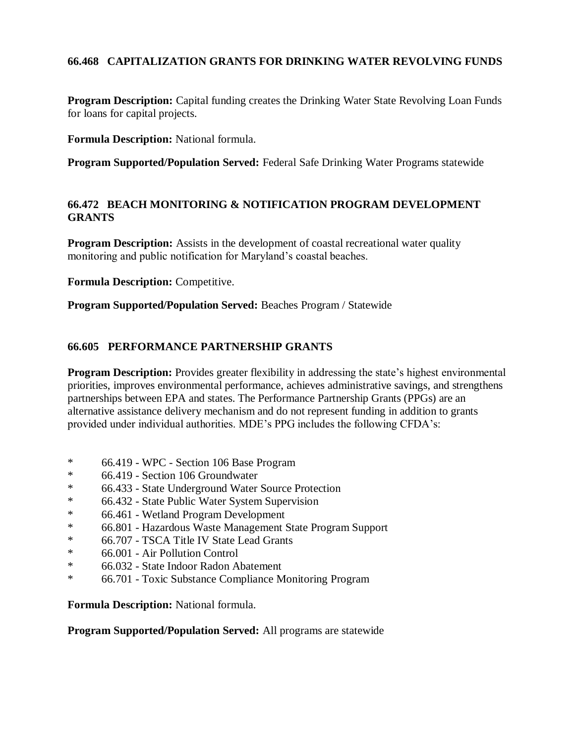### 66.468 CAPITALIZATION GRANTS FOR DRINKING WATER REVOLVING FUNDS

**Program Description:** Capital funding creates the Drinking Water State Revolving Loan Funds for loans for capital projects.

**Formula Description:** National formula.

**Program Supported/Population Served:** Federal Safe Drinking Water Programs statewide

### 66.472 BEACH MONITORING & NOTIFICATION PROGRAM DEVELOPMENT GRANTS

**Program Description:** Assists in the development of coastal recreational water quality monitoring and public notification for Maryland's coastal beaches.

**Formula Description:** Competitive.

**Program Supported/Population Served:** Beaches Program / Statewide

### 66.605 PERFORMANCE PARTNERSHIP GRANTS

**Program Description:** Provides greater flexibility in addressing the state's highest environmental priorities, improves environmental performance, achieves administrative savings, and strengthens partnerships between EPA and states. The Performance Partnership Grants (PPGs) are an alternative assistance delivery mechanism and do not represent funding in addition to grants provided under individual authorities. MDE's PPG includes the following CFDA's:

* 66.419 - WPC - Section 106 Base Program
* 66.419 - Section 106 Groundwater
* 66.433 - State Underground Water Source Protection
* 66.432 - State Public Water System Supervision
* 66.461 - Wetland Program Development
* 66.801 - Hazardous Waste Management State Program Support
* 66.707 - TSCA Title IV State Lead Grants
* 66.001 - Air Pollution Control
* 66.032 - State Indoor Radon Abatement
* 66.701 - Toxic Substance Compliance Monitoring Program

**Formula Description:** National formula.

**Program Supported/Population Served:** All programs are statewide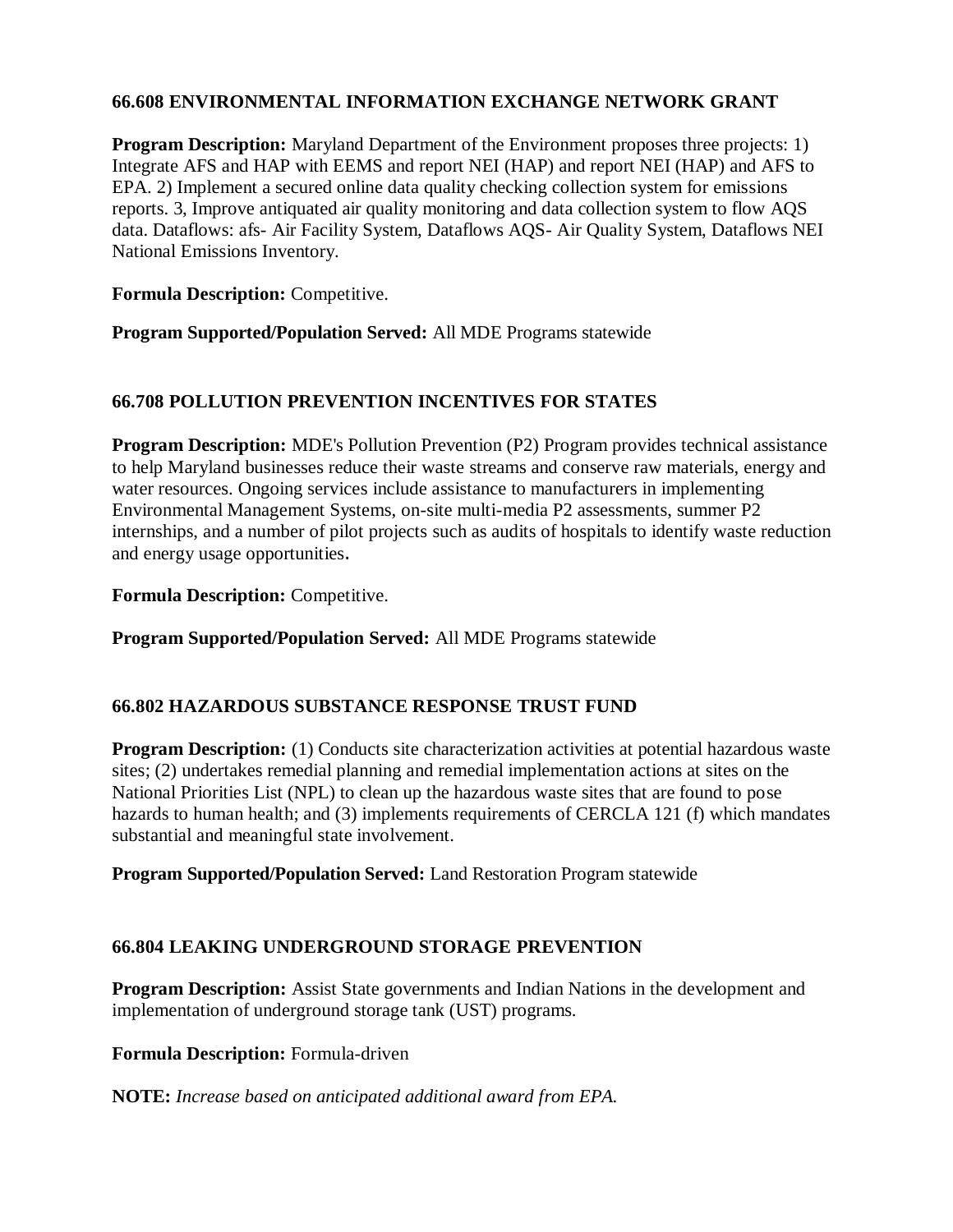### 66.608 ENVIRONMENTAL INFORMATION EXCHANGE NETWORK GRANT

**Program Description:** Maryland Department of the Environment proposes three projects: 1) Integrate AFS and HAP with EEMS and report NEI (HAP) and report NEI (HAP) and AFS to EPA. 2) Implement a secured online data quality checking collection system for emissions reports. 3, Improve antiquated air quality monitoring and data collection system to flow AQS data. Dataflows: afs- Air Facility System, Dataflows AQS- Air Quality System, Dataflows NEI National Emissions Inventory.

**Formula Description:** Competitive.

**Program Supported/Population Served:** All MDE Programs statewide

### 66.708 POLLUTION PREVENTION INCENTIVES FOR STATES

**Program Description:** MDE's Pollution Prevention (P2) Program provides technical assistance to help Maryland businesses reduce their waste streams and conserve raw materials, energy and water resources. Ongoing services include assistance to manufacturers in implementing Environmental Management Systems, on-site multi-media P2 assessments, summer P2 internships, and a number of pilot projects such as audits of hospitals to identify waste reduction and energy usage opportunities.

**Formula Description:** Competitive.

**Program Supported/Population Served:** All MDE Programs statewide

### 66.802 HAZARDOUS SUBSTANCE RESPONSE TRUST FUND

**Program Description:** (1) Conducts site characterization activities at potential hazardous waste sites; (2) undertakes remedial planning and remedial implementation actions at sites on the National Priorities List (NPL) to clean up the hazardous waste sites that are found to pose hazards to human health; and (3) implements requirements of CERCLA 121 (f) which mandates substantial and meaningful state involvement.

**Program Supported/Population Served:** Land Restoration Program statewide

### 66.804 LEAKING UNDERGROUND STORAGE PREVENTION

**Program Description:** Assist State governments and Indian Nations in the development and implementation of underground storage tank (UST) programs.

**Formula Description:** Formula-driven

**NOTE:** *Increase based on anticipated additional award from EPA.*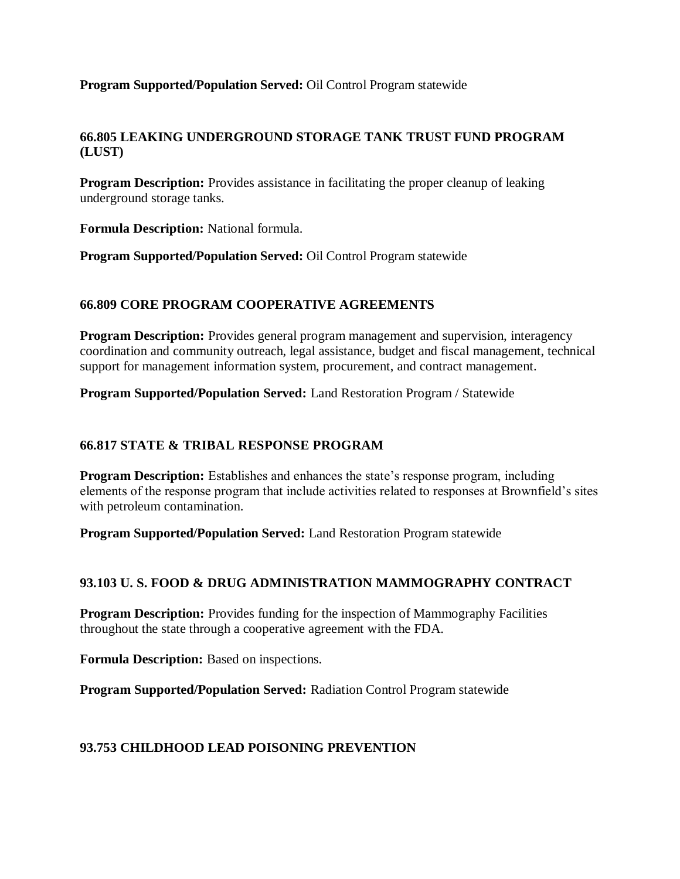**Program Supported/Population Served:** Oil Control Program statewide

### 66.805 LEAKING UNDERGROUND STORAGE TANK TRUST FUND PROGRAM (LUST)

**Program Description:** Provides assistance in facilitating the proper cleanup of leaking underground storage tanks.

**Formula Description:** National formula.

**Program Supported/Population Served:** Oil Control Program statewide

### 66.809 CORE PROGRAM COOPERATIVE AGREEMENTS

**Program Description:** Provides general program management and supervision, interagency coordination and community outreach, legal assistance, budget and fiscal management, technical support for management information system, procurement, and contract management.

**Program Supported/Population Served:** Land Restoration Program / Statewide

### 66.817 STATE & TRIBAL RESPONSE PROGRAM

**Program Description:** Establishes and enhances the state's response program, including elements of the response program that include activities related to responses at Brownfield's sites with petroleum contamination.

**Program Supported/Population Served:** Land Restoration Program statewide

### 93.103 U. S. FOOD & DRUG ADMINISTRATION MAMMOGRAPHY CONTRACT

**Program Description:** Provides funding for the inspection of Mammography Facilities throughout the state through a cooperative agreement with the FDA.

**Formula Description:** Based on inspections.

**Program Supported/Population Served:** Radiation Control Program statewide

### 93.753 CHILDHOOD LEAD POISONING PREVENTION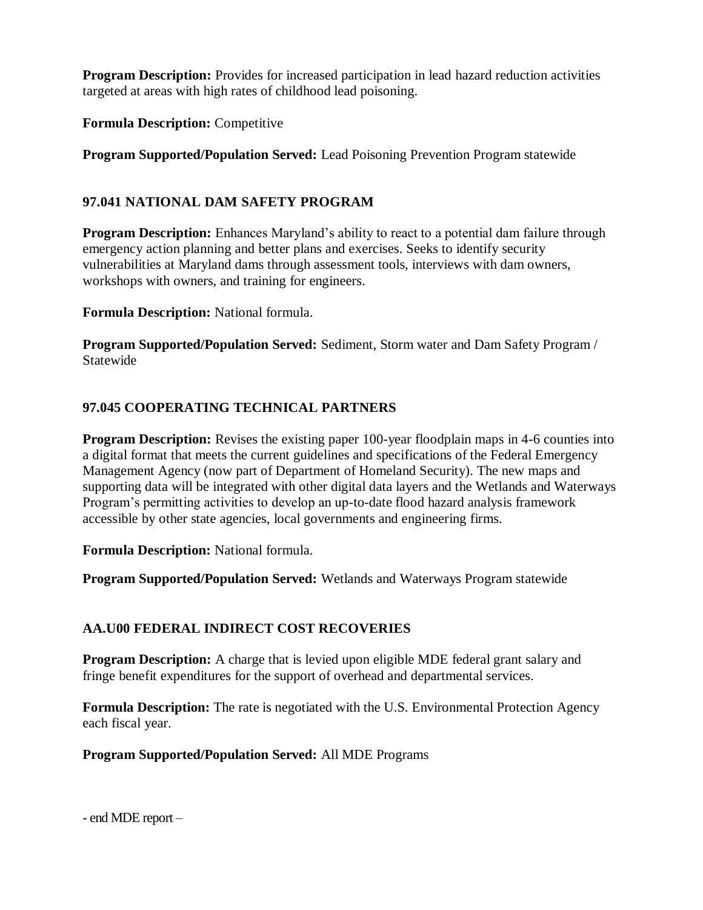**Program Description:** Provides for increased participation in lead hazard reduction activities targeted at areas with high rates of childhood lead poisoning.

**Formula Description:** Competitive

**Program Supported/Population Served:** Lead Poisoning Prevention Program statewide

### 97.041 NATIONAL DAM SAFETY PROGRAM

**Program Description:** Enhances Maryland's ability to react to a potential dam failure through emergency action planning and better plans and exercises. Seeks to identify security vulnerabilities at Maryland dams through assessment tools, interviews with dam owners, workshops with owners, and training for engineers.

**Formula Description:** National formula.

**Program Supported/Population Served:** Sediment, Storm water and Dam Safety Program / Statewide

### 97.045 COOPERATING TECHNICAL PARTNERS

**Program Description:** Revises the existing paper 100-year floodplain maps in 4-6 counties into a digital format that meets the current guidelines and specifications of the Federal Emergency Management Agency (now part of Department of Homeland Security). The new maps and supporting data will be integrated with other digital data layers and the Wetlands and Waterways Program's permitting activities to develop an up-to-date flood hazard analysis framework accessible by other state agencies, local governments and engineering firms.

**Formula Description:** National formula.

**Program Supported/Population Served:** Wetlands and Waterways Program statewide

### AA.U00 FEDERAL INDIRECT COST RECOVERIES

**Program Description:** A charge that is levied upon eligible MDE federal grant salary and fringe benefit expenditures for the support of overhead and departmental services.

**Formula Description:** The rate is negotiated with the U.S. Environmental Protection Agency each fiscal year.

**Program Supported/Population Served:** All MDE Programs

- end MDE report –